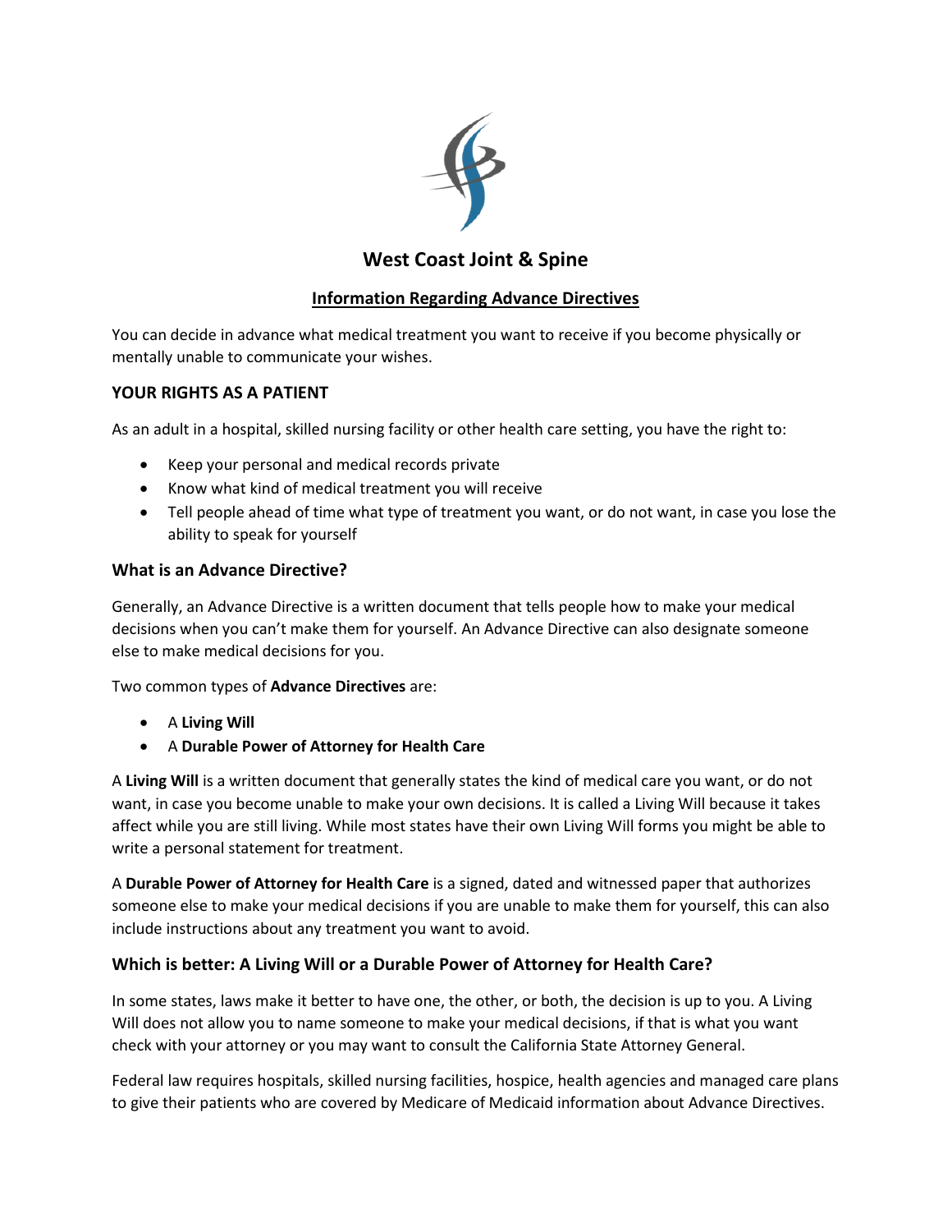# West Coast Joint & Spine

## Information Regarding Advance Directives

You can decide in advance what medical treatment you want to receive if you become physically or mentally unable to communicate your wishes.

### YOUR RIGHTS AS A PATIENT

As an adult in a hospital, skilled nursing facility or other health care setting, you have the right to:

- Keep your personal and medical records private
- Know what kind of medical treatment you will receive
- Tell people ahead of time what type of treatment you want, or do not want, in case you lose the ability to speak for yourself

### What is an Advance Directive?

Generally, an Advance Directive is a written document that tells people how to make your medical decisions when you can't make them for yourself. An Advance Directive can also designate someone else to make medical decisions for you.

Two common types of **Advance Directives** are:

- A **Living Will**
- A **Durable Power of Attorney for Health Care**

A **Living Will** is a written document that generally states the kind of medical care you want, or do not want, in case you become unable to make your own decisions. It is called a Living Will because it takes affect while you are still living. While most states have their own Living Will forms you might be able to write a personal statement for treatment.

A **Durable Power of Attorney for Health Care** is a signed, dated and witnessed paper that authorizes someone else to make your medical decisions if you are unable to make them for yourself, this can also include instructions about any treatment you want to avoid.

### Which is better: A Living Will or a Durable Power of Attorney for Health Care?

In some states, laws make it better to have one, the other, or both, the decision is up to you. A Living Will does not allow you to name someone to make your medical decisions, if that is what you want check with your attorney or you may want to consult the California State Attorney General.

Federal law requires hospitals, skilled nursing facilities, hospice, health agencies and managed care plans to give their patients who are covered by Medicare of Medicaid information about Advance Directives.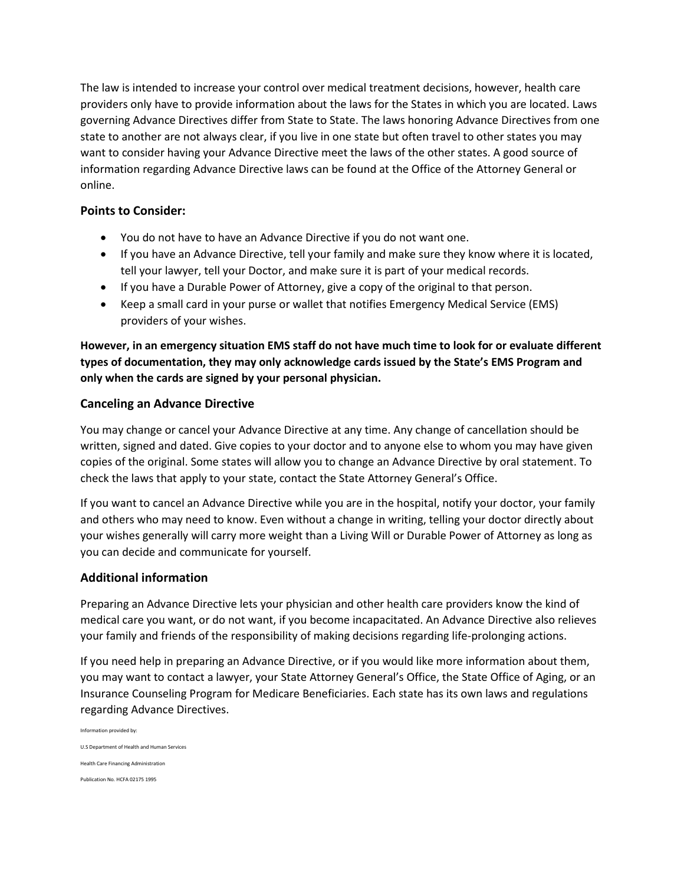The law is intended to increase your control over medical treatment decisions, however, health care providers only have to provide information about the laws for the States in which you are located. Laws governing Advance Directives differ from State to State. The laws honoring Advance Directives from one state to another are not always clear, if you live in one state but often travel to other states you may want to consider having your Advance Directive meet the laws of the other states. A good source of information regarding Advance Directive laws can be found at the Office of the Attorney General or online.

### Points to Consider:

- You do not have to have an Advance Directive if you do not want one.
- If you have an Advance Directive, tell your family and make sure they know where it is located, tell your lawyer, tell your Doctor, and make sure it is part of your medical records.
- If you have a Durable Power of Attorney, give a copy of the original to that person.
- Keep a small card in your purse or wallet that notifies Emergency Medical Service (EMS) providers of your wishes.

**However, in an emergency situation EMS staff do not have much time to look for or evaluate different types of documentation, they may only acknowledge cards issued by the State's EMS Program and only when the cards are signed by your personal physician.**

### Canceling an Advance Directive

You may change or cancel your Advance Directive at any time. Any change of cancellation should be written, signed and dated. Give copies to your doctor and to anyone else to whom you may have given copies of the original. Some states will allow you to change an Advance Directive by oral statement. To check the laws that apply to your state, contact the State Attorney General's Office.

If you want to cancel an Advance Directive while you are in the hospital, notify your doctor, your family and others who may need to know. Even without a change in writing, telling your doctor directly about your wishes generally will carry more weight than a Living Will or Durable Power of Attorney as long as you can decide and communicate for yourself.

### Additional information

Preparing an Advance Directive lets your physician and other health care providers know the kind of medical care you want, or do not want, if you become incapacitated. An Advance Directive also relieves your family and friends of the responsibility of making decisions regarding life-prolonging actions.

If you need help in preparing an Advance Directive, or if you would like more information about them, you may want to contact a lawyer, your State Attorney General's Office, the State Office of Aging, or an Insurance Counseling Program for Medicare Beneficiaries. Each state has its own laws and regulations regarding Advance Directives.

Information provided by:

U.S Department of Health and Human Services

Health Care Financing Administration

Publication No. HCFA 02175 1995